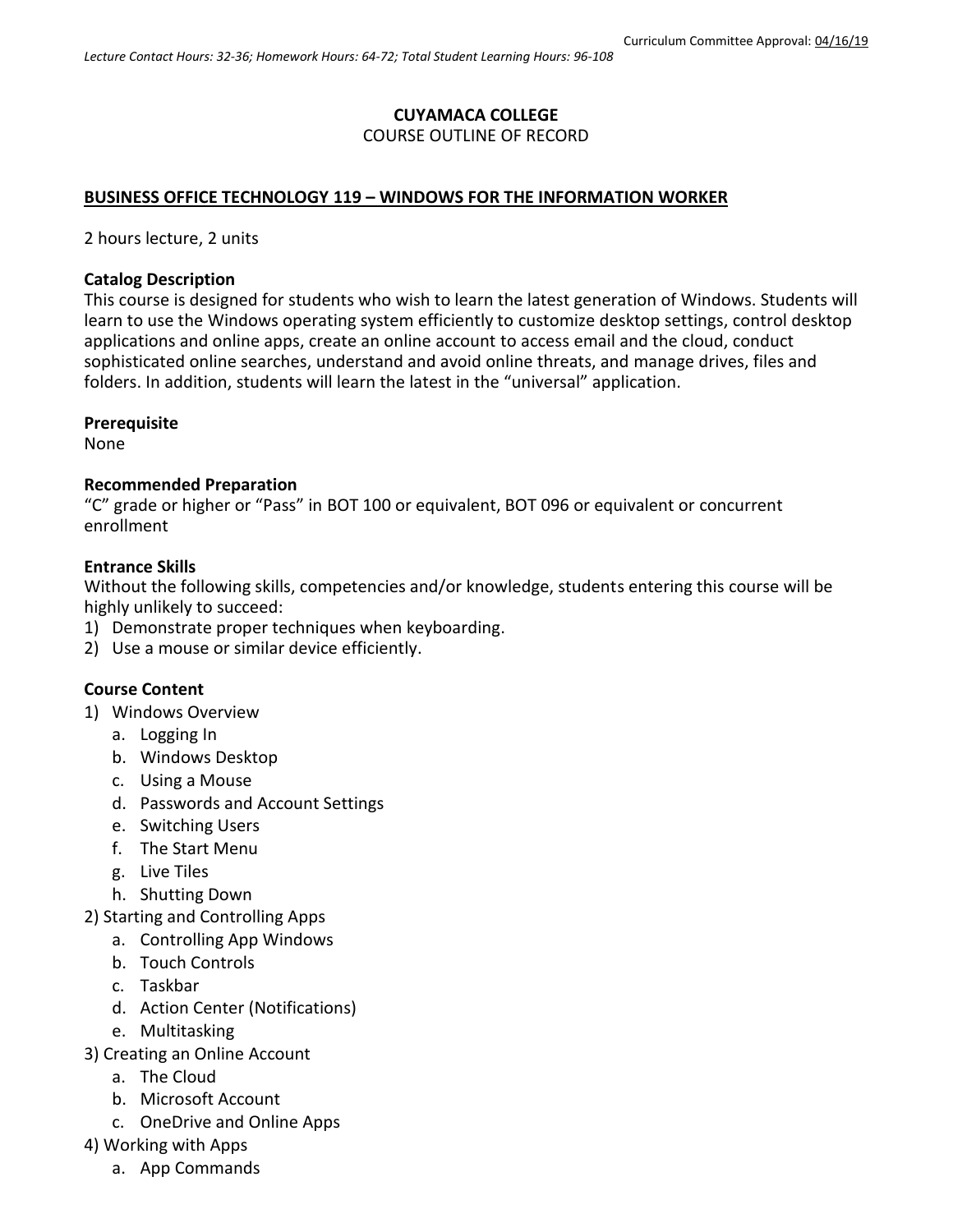Curriculum Committee Approval: 04/16/19

*Lecture Contact Hours: 32-36; Homework Hours: 64-72; Total Student Learning Hours: 96-108*

**CUYAMACA COLLEGE**
COURSE OUTLINE OF RECORD

**BUSINESS OFFICE TECHNOLOGY 119 – WINDOWS FOR THE INFORMATION WORKER**

2 hours lecture, 2 units

**Catalog Description**
This course is designed for students who wish to learn the latest generation of Windows. Students will learn to use the Windows operating system efficiently to customize desktop settings, control desktop applications and online apps, create an online account to access email and the cloud, conduct sophisticated online searches, understand and avoid online threats, and manage drives, files and folders. In addition, students will learn the latest in the "universal" application.

**Prerequisite**
None

**Recommended Preparation**
"C" grade or higher or "Pass" in BOT 100 or equivalent, BOT 096 or equivalent or concurrent enrollment

**Entrance Skills**
Without the following skills, competencies and/or knowledge, students entering this course will be highly unlikely to succeed:

1) Demonstrate proper techniques when keyboarding.
2) Use a mouse or similar device efficiently.

**Course Content**

1) Windows Overview
   a. Logging In
   b. Windows Desktop
   c. Using a Mouse
   d. Passwords and Account Settings
   e. Switching Users
   f. The Start Menu
   g. Live Tiles
   h. Shutting Down
2) Starting and Controlling Apps
   a. Controlling App Windows
   b. Touch Controls
   c. Taskbar
   d. Action Center (Notifications)
   e. Multitasking
3) Creating an Online Account
   a. The Cloud
   b. Microsoft Account
   c. OneDrive and Online Apps
4) Working with Apps
   a. App Commands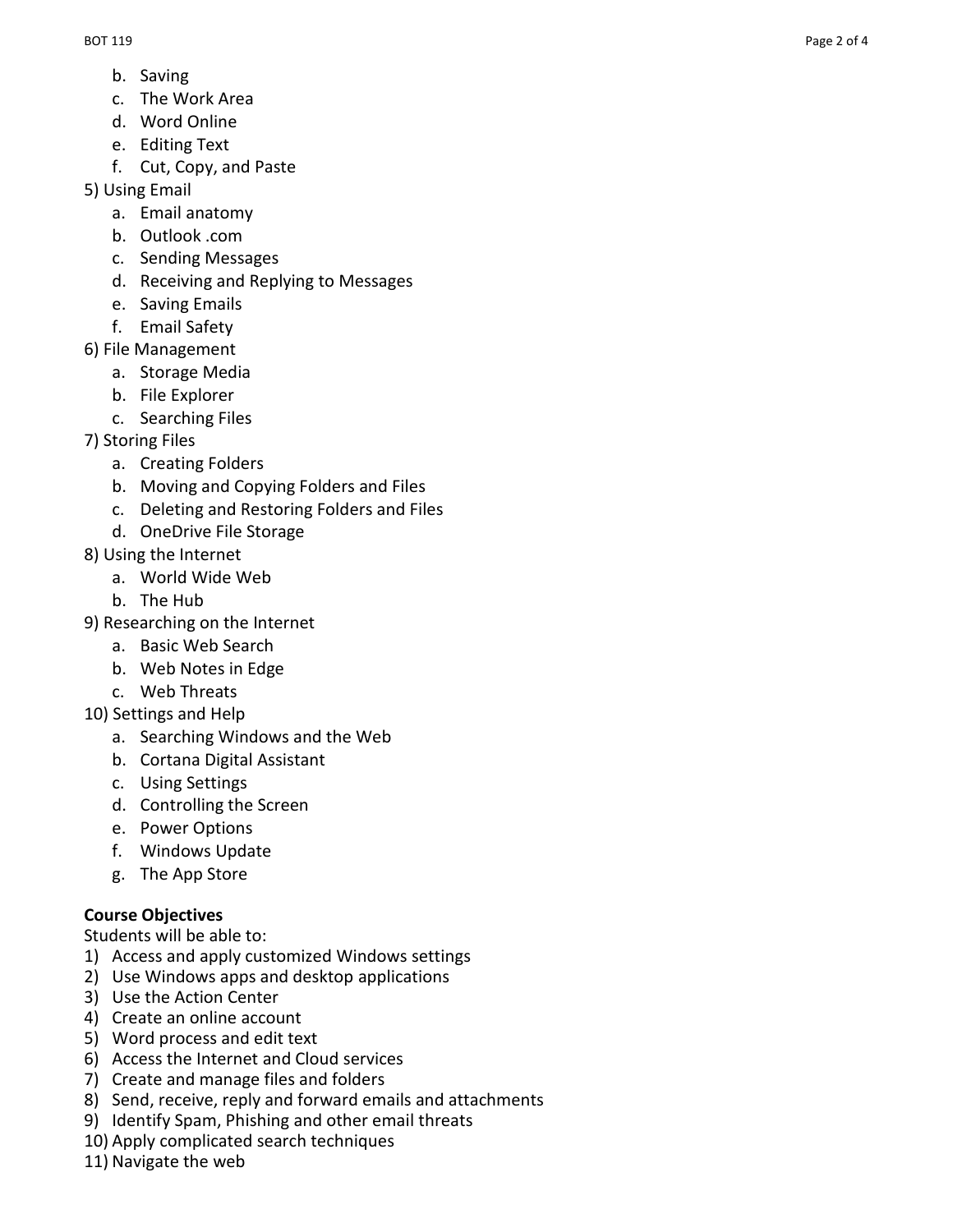b. Saving
   c. The Work Area
   d. Word Online
   e. Editing Text
   f. Cut, Copy, and Paste

5) Using Email
   a. Email anatomy
   b. Outlook .com
   c. Sending Messages
   d. Receiving and Replying to Messages
   e. Saving Emails
   f. Email Safety

6) File Management
   a. Storage Media
   b. File Explorer
   c. Searching Files

7) Storing Files
   a. Creating Folders
   b. Moving and Copying Folders and Files
   c. Deleting and Restoring Folders and Files
   d. OneDrive File Storage

8) Using the Internet
   a. World Wide Web
   b. The Hub

9) Researching on the Internet
   a. Basic Web Search
   b. Web Notes in Edge
   c. Web Threats

10) Settings and Help
   a. Searching Windows and the Web
   b. Cortana Digital Assistant
   c. Using Settings
   d. Controlling the Screen
   e. Power Options
   f. Windows Update
   g. The App Store

**Course Objectives**

Students will be able to:

1) Access and apply customized Windows settings
2) Use Windows apps and desktop applications
3) Use the Action Center
4) Create an online account
5) Word process and edit text
6) Access the Internet and Cloud services
7) Create and manage files and folders
8) Send, receive, reply and forward emails and attachments
9) Identify Spam, Phishing and other email threats
10) Apply complicated search techniques
11) Navigate the web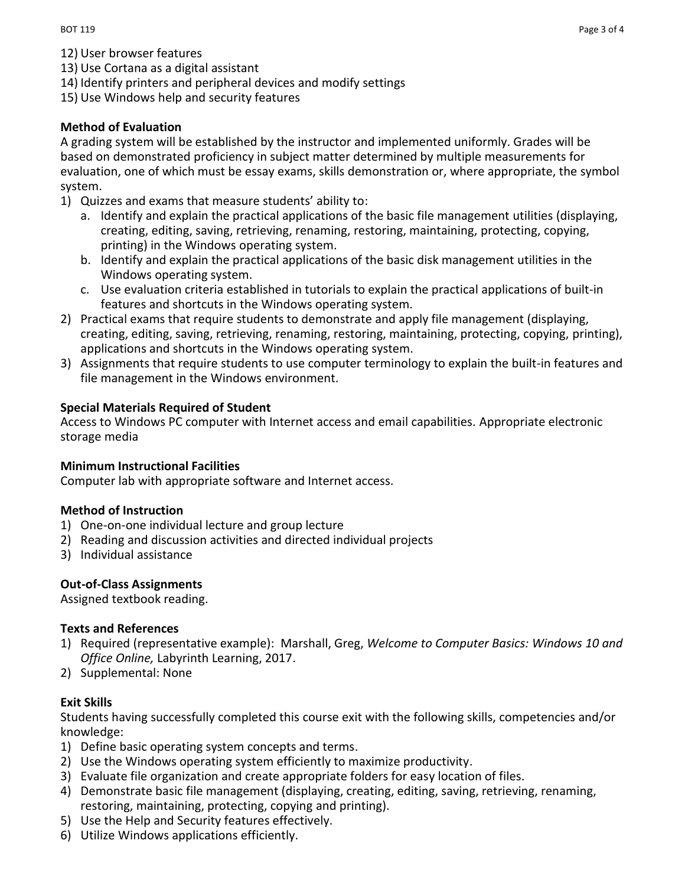12) User browser features
13) Use Cortana as a digital assistant
14) Identify printers and peripheral devices and modify settings
15) Use Windows help and security features

**Method of Evaluation**

A grading system will be established by the instructor and implemented uniformly. Grades will be based on demonstrated proficiency in subject matter determined by multiple measurements for evaluation, one of which must be essay exams, skills demonstration or, where appropriate, the symbol system.

1) Quizzes and exams that measure students' ability to:
   a. Identify and explain the practical applications of the basic file management utilities (displaying, creating, editing, saving, retrieving, renaming, restoring, maintaining, protecting, copying, printing) in the Windows operating system.
   b. Identify and explain the practical applications of the basic disk management utilities in the Windows operating system.
   c. Use evaluation criteria established in tutorials to explain the practical applications of built-in features and shortcuts in the Windows operating system.
2) Practical exams that require students to demonstrate and apply file management (displaying, creating, editing, saving, retrieving, renaming, restoring, maintaining, protecting, copying, printing), applications and shortcuts in the Windows operating system.
3) Assignments that require students to use computer terminology to explain the built-in features and file management in the Windows environment.

**Special Materials Required of Student**

Access to Windows PC computer with Internet access and email capabilities. Appropriate electronic storage media

**Minimum Instructional Facilities**

Computer lab with appropriate software and Internet access.

**Method of Instruction**

1) One-on-one individual lecture and group lecture
2) Reading and discussion activities and directed individual projects
3) Individual assistance

**Out-of-Class Assignments**

Assigned textbook reading.

**Texts and References**

1) Required (representative example): Marshall, Greg, *Welcome to Computer Basics: Windows 10 and Office Online,* Labyrinth Learning, 2017.
2) Supplemental: None

**Exit Skills**

Students having successfully completed this course exit with the following skills, competencies and/or knowledge:

1) Define basic operating system concepts and terms.
2) Use the Windows operating system efficiently to maximize productivity.
3) Evaluate file organization and create appropriate folders for easy location of files.
4) Demonstrate basic file management (displaying, creating, editing, saving, retrieving, renaming, restoring, maintaining, protecting, copying and printing).
5) Use the Help and Security features effectively.
6) Utilize Windows applications efficiently.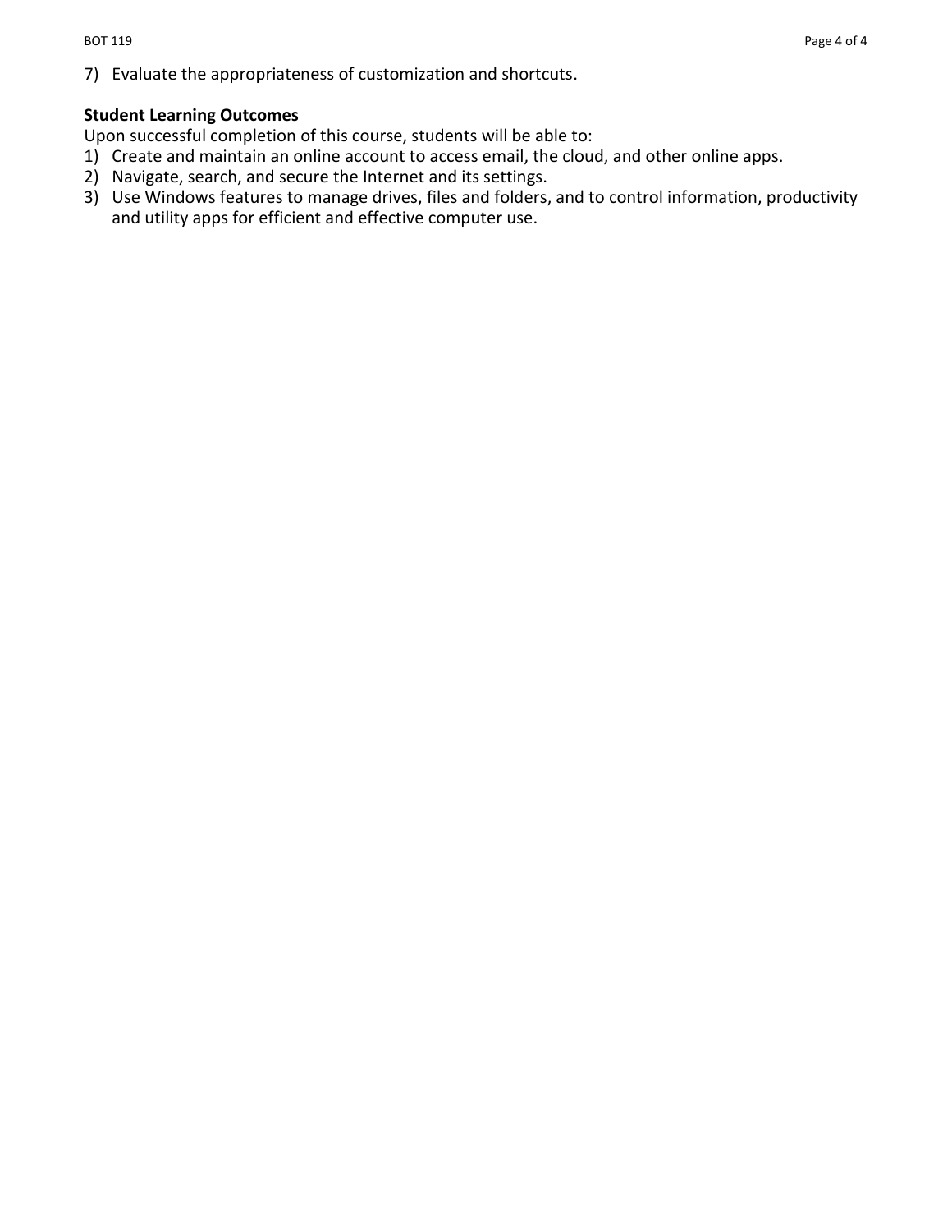7) Evaluate the appropriateness of customization and shortcuts.

**Student Learning Outcomes**
Upon successful completion of this course, students will be able to:

1) Create and maintain an online account to access email, the cloud, and other online apps.
2) Navigate, search, and secure the Internet and its settings.
3) Use Windows features to manage drives, files and folders, and to control information, productivity and utility apps for efficient and effective computer use.